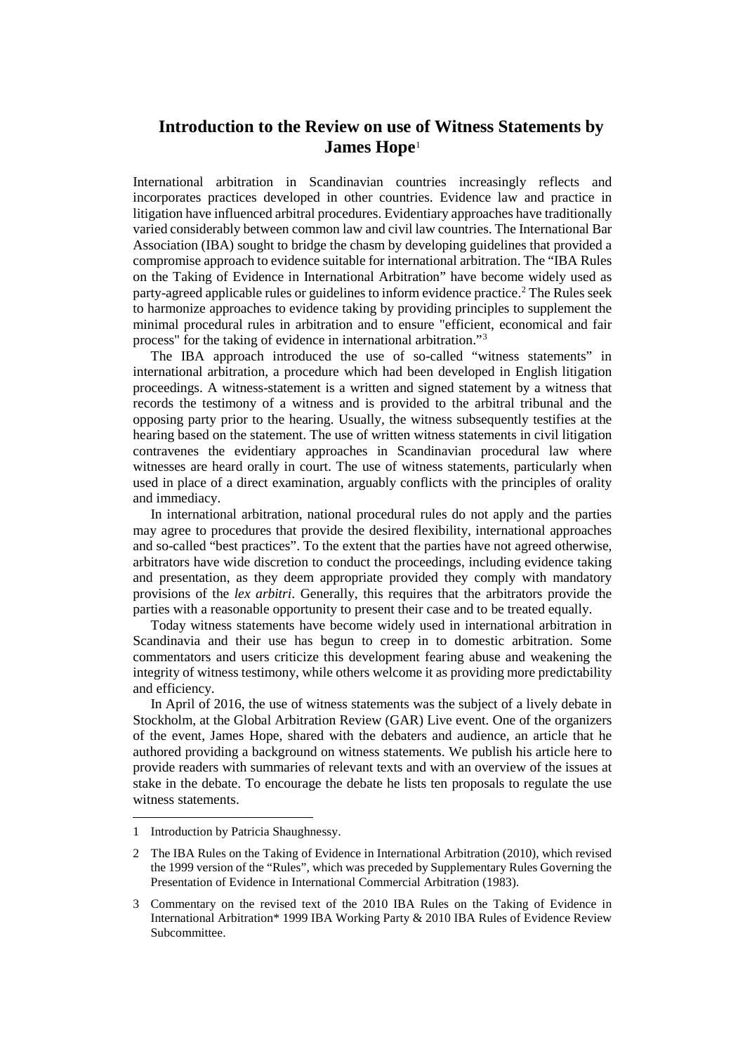# Introduction to the Review on use of Witness Statements by James Hope[1]

International arbitration in Scandinavian countries increasingly reflects and incorporates practices developed in other countries. Evidence law and practice in litigation have influenced arbitral procedures. Evidentiary approaches have traditionally varied considerably between common law and civil law countries. The International Bar Association (IBA) sought to bridge the chasm by developing guidelines that provided a compromise approach to evidence suitable for international arbitration. The "IBA Rules on the Taking of Evidence in International Arbitration" have become widely used as party-agreed applicable rules or guidelines to inform evidence practice.[2] The Rules seek to harmonize approaches to evidence taking by providing principles to supplement the minimal procedural rules in arbitration and to ensure "efficient, economical and fair process" for the taking of evidence in international arbitration."[3]

The IBA approach introduced the use of so-called "witness statements" in international arbitration, a procedure which had been developed in English litigation proceedings. A witness-statement is a written and signed statement by a witness that records the testimony of a witness and is provided to the arbitral tribunal and the opposing party prior to the hearing. Usually, the witness subsequently testifies at the hearing based on the statement. The use of written witness statements in civil litigation contravenes the evidentiary approaches in Scandinavian procedural law where witnesses are heard orally in court. The use of witness statements, particularly when used in place of a direct examination, arguably conflicts with the principles of orality and immediacy.

In international arbitration, national procedural rules do not apply and the parties may agree to procedures that provide the desired flexibility, international approaches and so-called "best practices". To the extent that the parties have not agreed otherwise, arbitrators have wide discretion to conduct the proceedings, including evidence taking and presentation, as they deem appropriate provided they comply with mandatory provisions of the *lex arbitri*. Generally, this requires that the arbitrators provide the parties with a reasonable opportunity to present their case and to be treated equally.

Today witness statements have become widely used in international arbitration in Scandinavia and their use has begun to creep in to domestic arbitration. Some commentators and users criticize this development fearing abuse and weakening the integrity of witness testimony, while others welcome it as providing more predictability and efficiency.

In April of 2016, the use of witness statements was the subject of a lively debate in Stockholm, at the Global Arbitration Review (GAR) Live event. One of the organizers of the event, James Hope, shared with the debaters and audience, an article that he authored providing a background on witness statements. We publish his article here to provide readers with summaries of relevant texts and with an overview of the issues at stake in the debate. To encourage the debate he lists ten proposals to regulate the use witness statements.

---

1 Introduction by Patricia Shaughnessy.

2 The IBA Rules on the Taking of Evidence in International Arbitration (2010), which revised the 1999 version of the "Rules", which was preceded by Supplementary Rules Governing the Presentation of Evidence in International Commercial Arbitration (1983).

3 Commentary on the revised text of the 2010 IBA Rules on the Taking of Evidence in International Arbitration* 1999 IBA Working Party & 2010 IBA Rules of Evidence Review Subcommittee.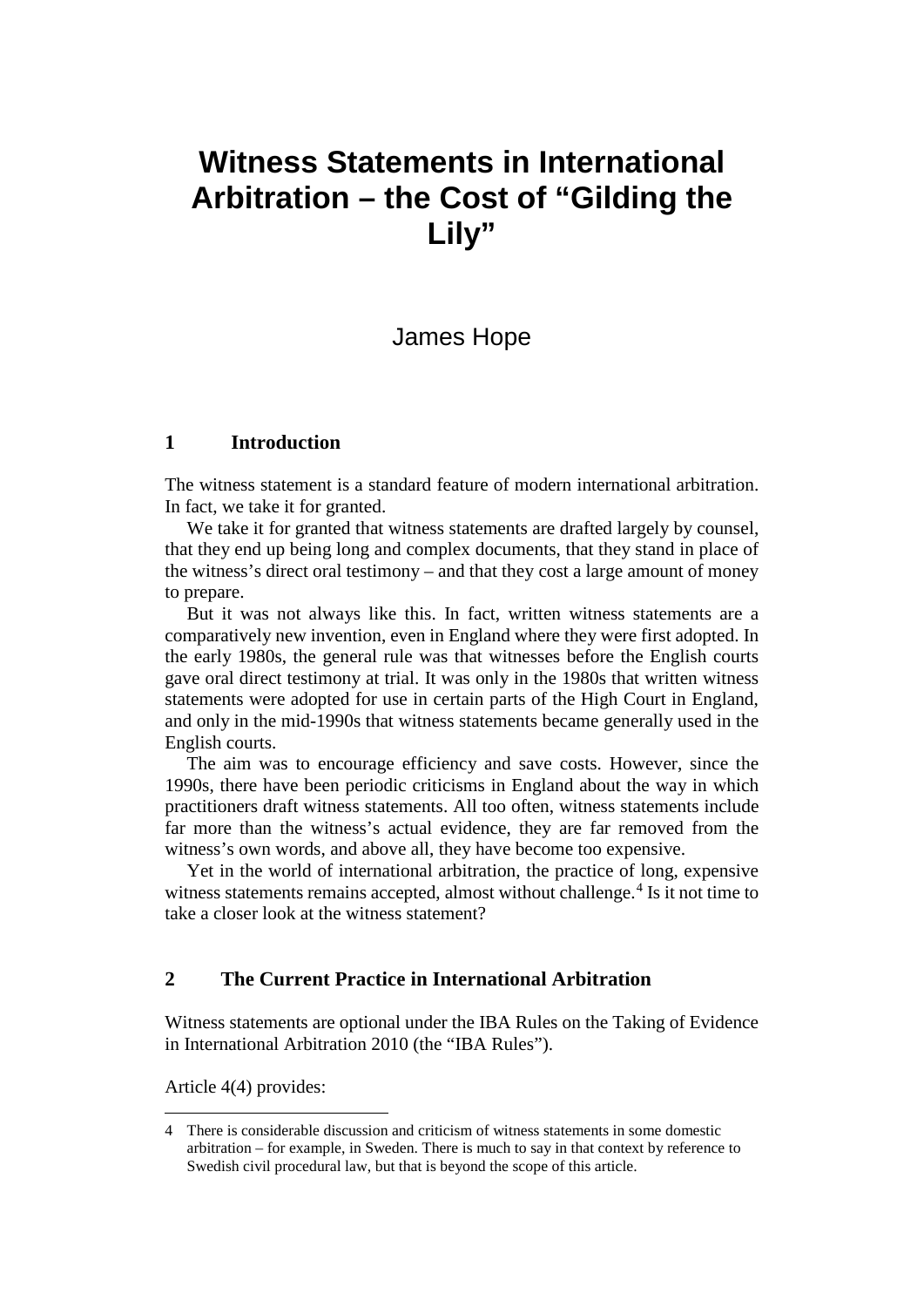# Witness Statements in International Arbitration – the Cost of "Gilding the Lily"

James Hope

## 1 Introduction

The witness statement is a standard feature of modern international arbitration. In fact, we take it for granted.

We take it for granted that witness statements are drafted largely by counsel, that they end up being long and complex documents, that they stand in place of the witness's direct oral testimony – and that they cost a large amount of money to prepare.

But it was not always like this. In fact, written witness statements are a comparatively new invention, even in England where they were first adopted. In the early 1980s, the general rule was that witnesses before the English courts gave oral direct testimony at trial. It was only in the 1980s that written witness statements were adopted for use in certain parts of the High Court in England, and only in the mid-1990s that witness statements became generally used in the English courts.

The aim was to encourage efficiency and save costs. However, since the 1990s, there have been periodic criticisms in England about the way in which practitioners draft witness statements. All too often, witness statements include far more than the witness's actual evidence, they are far removed from the witness's own words, and above all, they have become too expensive.

Yet in the world of international arbitration, the practice of long, expensive witness statements remains accepted, almost without challenge.[4] Is it not time to take a closer look at the witness statement?

## 2 The Current Practice in International Arbitration

Witness statements are optional under the IBA Rules on the Taking of Evidence in International Arbitration 2010 (the "IBA Rules").

Article 4(4) provides:

---

4 There is considerable discussion and criticism of witness statements in some domestic arbitration – for example, in Sweden. There is much to say in that context by reference to Swedish civil procedural law, but that is beyond the scope of this article.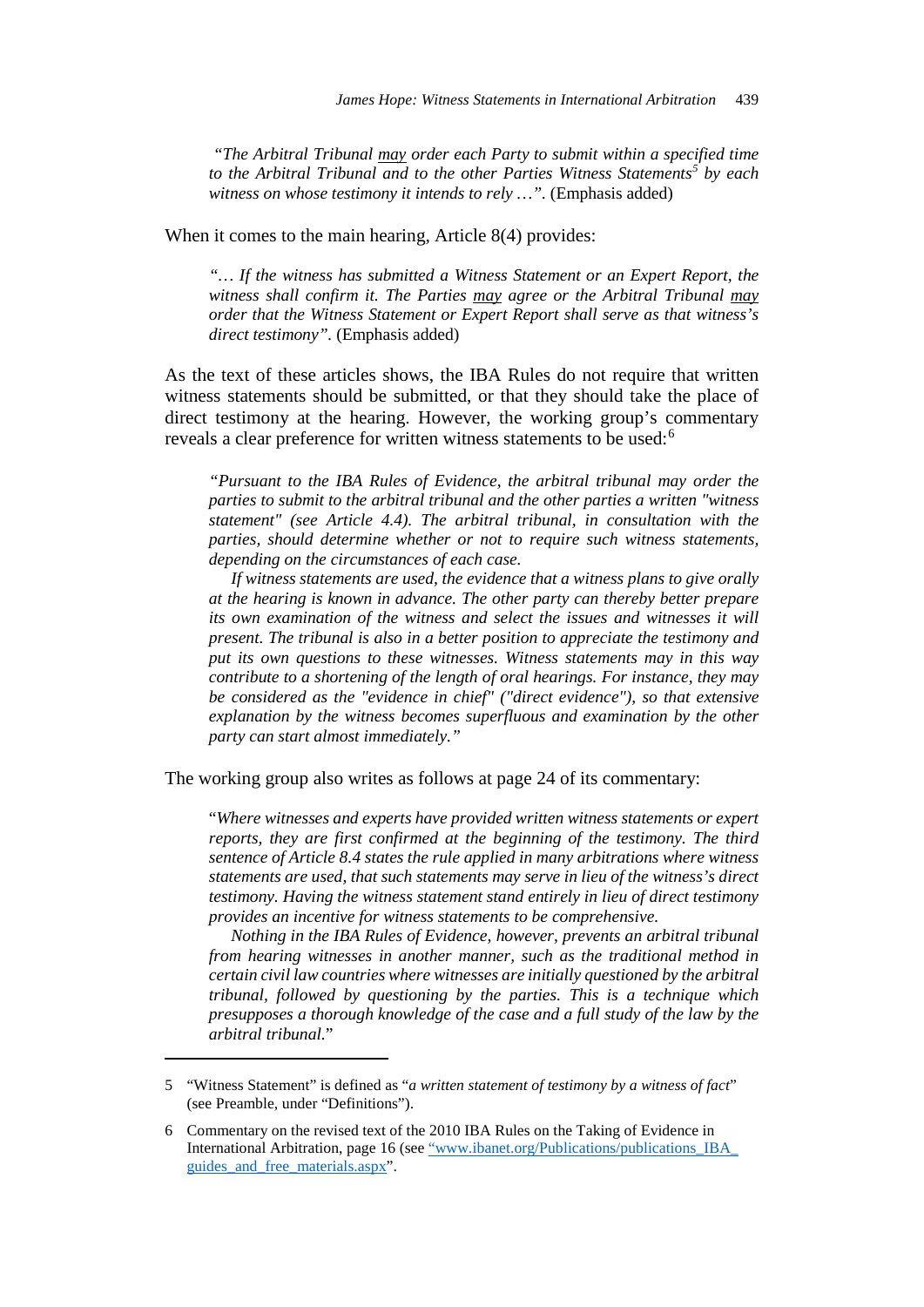> "*The Arbitral Tribunal <u>may</u> order each Party to submit within a specified time to the Arbitral Tribunal and to the other Parties Witness Statements*[5] *by each witness on whose testimony it intends to rely …*". (Emphasis added)

When it comes to the main hearing, Article 8(4) provides:

> *"… If the witness has submitted a Witness Statement or an Expert Report, the witness shall confirm it. The Parties <u>may</u> agree or the Arbitral Tribunal <u>may</u> order that the Witness Statement or Expert Report shall serve as that witness's direct testimony"*. (Emphasis added)

As the text of these articles shows, the IBA Rules do not require that written witness statements should be submitted, or that they should take the place of direct testimony at the hearing. However, the working group's commentary reveals a clear preference for written witness statements to be used:[6]

> *"Pursuant to the IBA Rules of Evidence, the arbitral tribunal may order the parties to submit to the arbitral tribunal and the other parties a written "witness statement" (see Article 4.4). The arbitral tribunal, in consultation with the parties, should determine whether or not to require such witness statements, depending on the circumstances of each case.*
>
> *If witness statements are used, the evidence that a witness plans to give orally at the hearing is known in advance. The other party can thereby better prepare its own examination of the witness and select the issues and witnesses it will present. The tribunal is also in a better position to appreciate the testimony and put its own questions to these witnesses. Witness statements may in this way contribute to a shortening of the length of oral hearings. For instance, they may be considered as the "evidence in chief" ("direct evidence"), so that extensive explanation by the witness becomes superfluous and examination by the other party can start almost immediately."*

The working group also writes as follows at page 24 of its commentary:

> "*Where witnesses and experts have provided written witness statements or expert reports, they are first confirmed at the beginning of the testimony. The third sentence of Article 8.4 states the rule applied in many arbitrations where witness statements are used, that such statements may serve in lieu of the witness's direct testimony. Having the witness statement stand entirely in lieu of direct testimony provides an incentive for witness statements to be comprehensive.*
>
> *Nothing in the IBA Rules of Evidence, however, prevents an arbitral tribunal from hearing witnesses in another manner, such as the traditional method in certain civil law countries where witnesses are initially questioned by the arbitral tribunal, followed by questioning by the parties. This is a technique which presupposes a thorough knowledge of the case and a full study of the law by the arbitral tribunal.*"

---

5 "Witness Statement" is defined as "*a written statement of testimony by a witness of fact*" (see Preamble, under "Definitions").

6 Commentary on the revised text of the 2010 IBA Rules on the Taking of Evidence in International Arbitration, page 16 (see "www.ibanet.org/Publications/publications_IBA_guides_and_free_materials.aspx".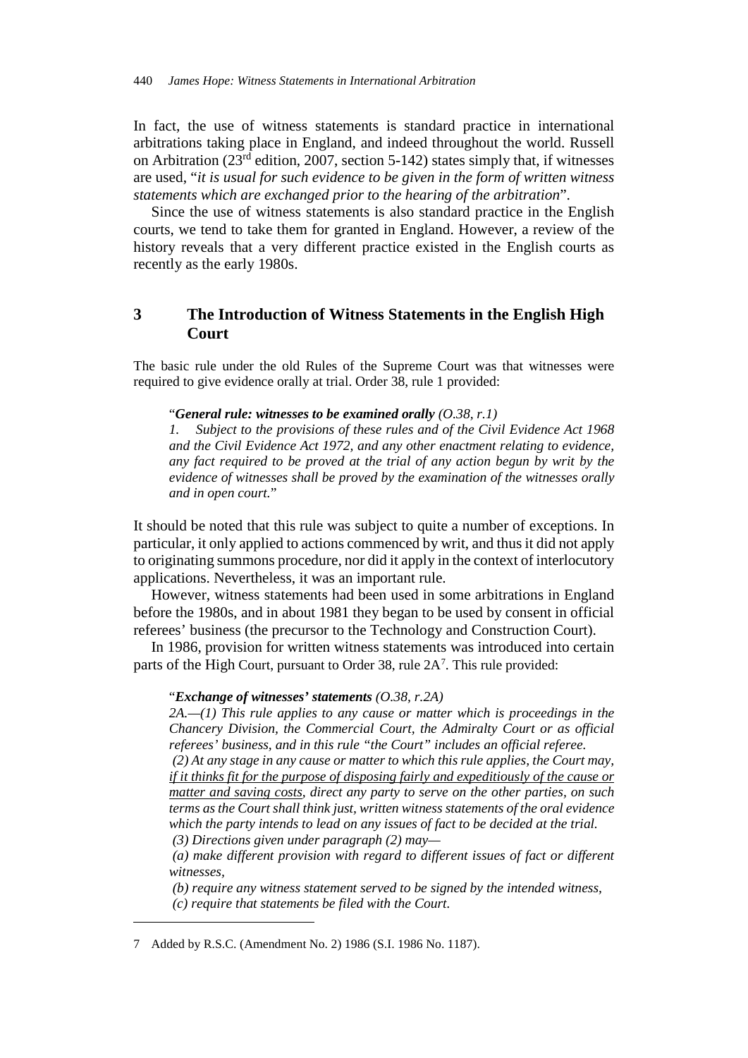In fact, the use of witness statements is standard practice in international arbitrations taking place in England, and indeed throughout the world. Russell on Arbitration (23rd edition, 2007, section 5-142) states simply that, if witnesses are used, "*it is usual for such evidence to be given in the form of written witness statements which are exchanged prior to the hearing of the arbitration*".

Since the use of witness statements is also standard practice in the English courts, we tend to take them for granted in England. However, a review of the history reveals that a very different practice existed in the English courts as recently as the early 1980s.

## 3 The Introduction of Witness Statements in the English High Court

The basic rule under the old Rules of the Supreme Court was that witnesses were required to give evidence orally at trial. Order 38, rule 1 provided:

> "***General rule: witnesses to be examined orally*** *(O.38, r.1)*
> *1. Subject to the provisions of these rules and of the Civil Evidence Act 1968 and the Civil Evidence Act 1972, and any other enactment relating to evidence, any fact required to be proved at the trial of any action begun by writ by the evidence of witnesses shall be proved by the examination of the witnesses orally and in open court.*"

It should be noted that this rule was subject to quite a number of exceptions. In particular, it only applied to actions commenced by writ, and thus it did not apply to originating summons procedure, nor did it apply in the context of interlocutory applications. Nevertheless, it was an important rule.

However, witness statements had been used in some arbitrations in England before the 1980s, and in about 1981 they began to be used by consent in official referees' business (the precursor to the Technology and Construction Court).

In 1986, provision for written witness statements was introduced into certain parts of the High Court, pursuant to Order 38, rule 2A[7]. This rule provided:

> "***Exchange of witnesses' statements*** *(O.38, r.2A)*
> *2A.—(1) This rule applies to any cause or matter which is proceedings in the Chancery Division, the Commercial Court, the Admiralty Court or as official referees' business, and in this rule "the Court" includes an official referee.*
> *(2) At any stage in any cause or matter to which this rule applies, the Court may, <u>if it thinks fit for the purpose of disposing fairly and expeditiously of the cause or matter and saving costs</u>, direct any party to serve on the other parties, on such terms as the Court shall think just, written witness statements of the oral evidence which the party intends to lead on any issues of fact to be decided at the trial.*
> *(3) Directions given under paragraph (2) may—*
> *(a) make different provision with regard to different issues of fact or different witnesses,*
> *(b) require any witness statement served to be signed by the intended witness,*
> *(c) require that statements be filed with the Court.*

---

7 Added by R.S.C. (Amendment No. 2) 1986 (S.I. 1986 No. 1187).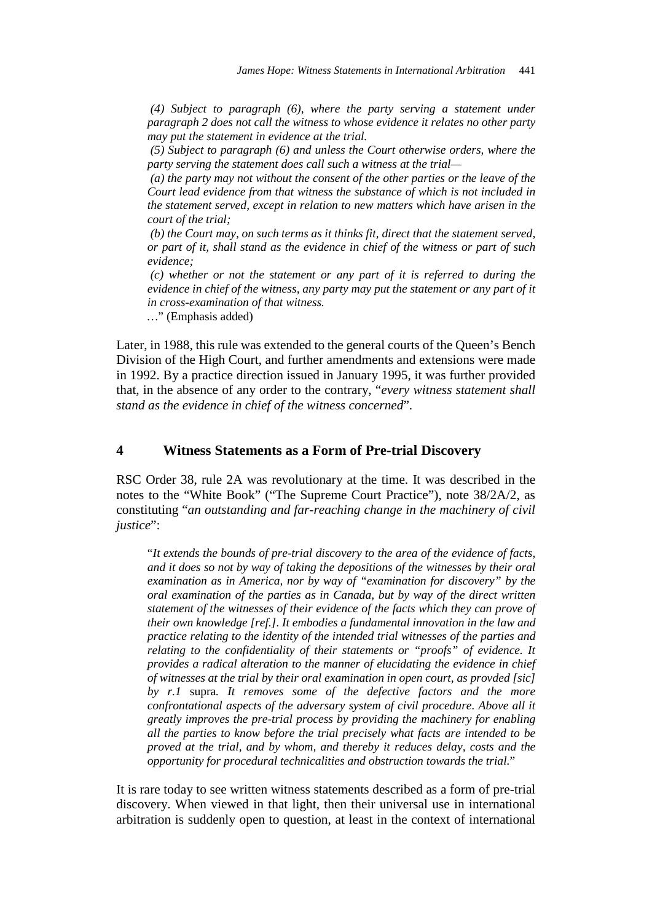> *(4) Subject to paragraph (6), where the party serving a statement under paragraph 2 does not call the witness to whose evidence it relates no other party may put the statement in evidence at the trial.*
>
> *(5) Subject to paragraph (6) and unless the Court otherwise orders, where the party serving the statement does call such a witness at the trial—*
>
> *(a) the party may not without the consent of the other parties or the leave of the Court lead evidence from that witness the substance of which is not included in the statement served, except in relation to new matters which have arisen in the court of the trial;*
>
> *(b) the Court may, on such terms as it thinks fit, direct that the statement served, or part of it, shall stand as the evidence in chief of the witness or part of such evidence;*
>
> *(c) whether or not the statement or any part of it is referred to during the evidence in chief of the witness, any party may put the statement or any part of it in cross-examination of that witness.*
>
> …" (Emphasis added)

Later, in 1988, this rule was extended to the general courts of the Queen's Bench Division of the High Court, and further amendments and extensions were made in 1992. By a practice direction issued in January 1995, it was further provided that, in the absence of any order to the contrary, "*every witness statement shall stand as the evidence in chief of the witness concerned*".

## 4 Witness Statements as a Form of Pre-trial Discovery

RSC Order 38, rule 2A was revolutionary at the time. It was described in the notes to the "White Book" ("The Supreme Court Practice"), note 38/2A/2, as constituting "*an outstanding and far-reaching change in the machinery of civil justice*":

> "*It extends the bounds of pre-trial discovery to the area of the evidence of facts, and it does so not by way of taking the depositions of the witnesses by their oral examination as in America, nor by way of "examination for discovery" by the oral examination of the parties as in Canada, but by way of the direct written statement of the witnesses of their evidence of the facts which they can prove of their own knowledge [ref.]. It embodies a fundamental innovation in the law and practice relating to the identity of the intended trial witnesses of the parties and relating to the confidentiality of their statements or "proofs" of evidence. It provides a radical alteration to the manner of elucidating the evidence in chief of witnesses at the trial by their oral examination in open court, as provded [sic] by r.1* supra*. It removes some of the defective factors and the more confrontational aspects of the adversary system of civil procedure. Above all it greatly improves the pre-trial process by providing the machinery for enabling all the parties to know before the trial precisely what facts are intended to be proved at the trial, and by whom, and thereby it reduces delay, costs and the opportunity for procedural technicalities and obstruction towards the trial.*"

It is rare today to see written witness statements described as a form of pre-trial discovery. When viewed in that light, then their universal use in international arbitration is suddenly open to question, at least in the context of international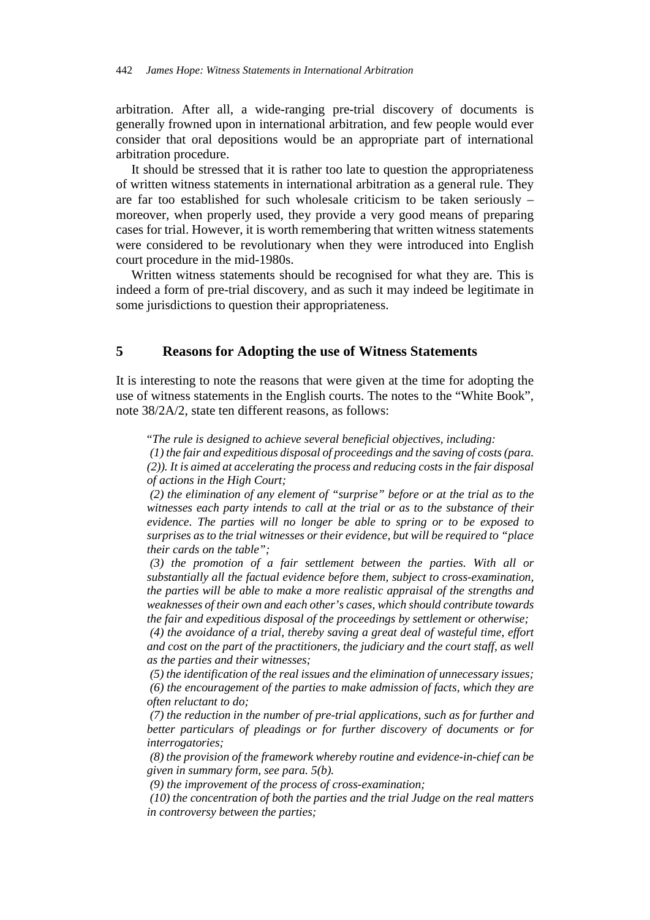arbitration. After all, a wide-ranging pre-trial discovery of documents is generally frowned upon in international arbitration, and few people would ever consider that oral depositions would be an appropriate part of international arbitration procedure.

It should be stressed that it is rather too late to question the appropriateness of written witness statements in international arbitration as a general rule. They are far too established for such wholesale criticism to be taken seriously – moreover, when properly used, they provide a very good means of preparing cases for trial. However, it is worth remembering that written witness statements were considered to be revolutionary when they were introduced into English court procedure in the mid-1980s.

Written witness statements should be recognised for what they are. This is indeed a form of pre-trial discovery, and as such it may indeed be legitimate in some jurisdictions to question their appropriateness.

## 5 Reasons for Adopting the use of Witness Statements

It is interesting to note the reasons that were given at the time for adopting the use of witness statements in the English courts. The notes to the "White Book", note 38/2A/2, state ten different reasons, as follows:

> "*The rule is designed to achieve several beneficial objectives, including:*
>
> *(1) the fair and expeditious disposal of proceedings and the saving of costs (para. (2)). It is aimed at accelerating the process and reducing costs in the fair disposal of actions in the High Court;*
>
> *(2) the elimination of any element of "surprise" before or at the trial as to the witnesses each party intends to call at the trial or as to the substance of their evidence. The parties will no longer be able to spring or to be exposed to surprises as to the trial witnesses or their evidence, but will be required to "place their cards on the table";*
>
> *(3) the promotion of a fair settlement between the parties. With all or substantially all the factual evidence before them, subject to cross-examination, the parties will be able to make a more realistic appraisal of the strengths and weaknesses of their own and each other's cases, which should contribute towards the fair and expeditious disposal of the proceedings by settlement or otherwise;*
>
> *(4) the avoidance of a trial, thereby saving a great deal of wasteful time, effort and cost on the part of the practitioners, the judiciary and the court staff, as well as the parties and their witnesses;*
>
> *(5) the identification of the real issues and the elimination of unnecessary issues;*
>
> *(6) the encouragement of the parties to make admission of facts, which they are often reluctant to do;*
>
> *(7) the reduction in the number of pre-trial applications, such as for further and better particulars of pleadings or for further discovery of documents or for interrogatories;*
>
> *(8) the provision of the framework whereby routine and evidence-in-chief can be given in summary form, see para. 5(b).*
>
> *(9) the improvement of the process of cross-examination;*
>
> *(10) the concentration of both the parties and the trial Judge on the real matters in controversy between the parties;*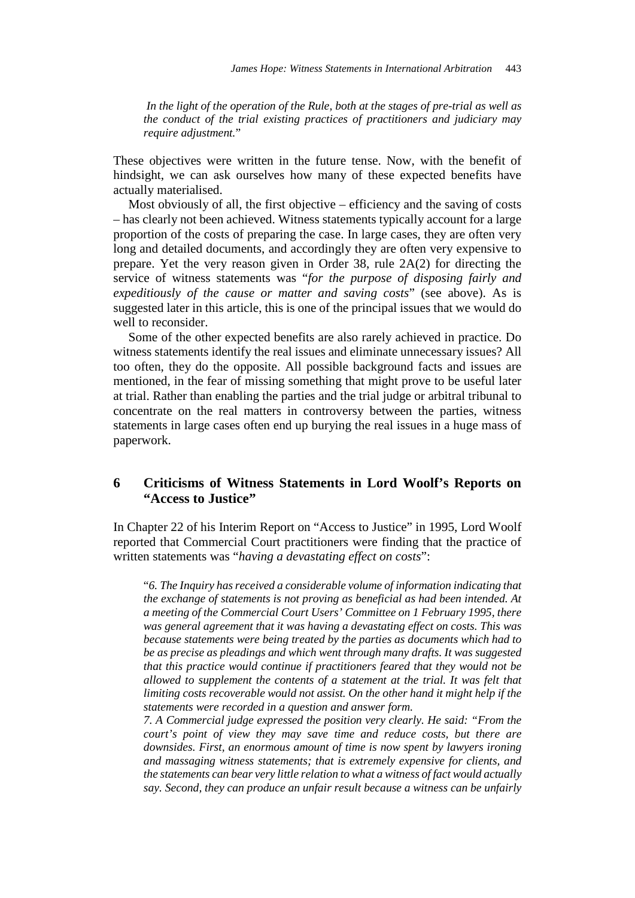*In the light of the operation of the Rule, both at the stages of pre-trial as well as the conduct of the trial existing practices of practitioners and judiciary may require adjustment.*"

These objectives were written in the future tense. Now, with the benefit of hindsight, we can ask ourselves how many of these expected benefits have actually materialised.

Most obviously of all, the first objective – efficiency and the saving of costs – has clearly not been achieved. Witness statements typically account for a large proportion of the costs of preparing the case. In large cases, they are often very long and detailed documents, and accordingly they are often very expensive to prepare. Yet the very reason given in Order 38, rule 2A(2) for directing the service of witness statements was "*for the purpose of disposing fairly and expeditiously of the cause or matter and saving costs*" (see above). As is suggested later in this article, this is one of the principal issues that we would do well to reconsider.

Some of the other expected benefits are also rarely achieved in practice. Do witness statements identify the real issues and eliminate unnecessary issues? All too often, they do the opposite. All possible background facts and issues are mentioned, in the fear of missing something that might prove to be useful later at trial. Rather than enabling the parties and the trial judge or arbitral tribunal to concentrate on the real matters in controversy between the parties, witness statements in large cases often end up burying the real issues in a huge mass of paperwork.

## 6 Criticisms of Witness Statements in Lord Woolf's Reports on "Access to Justice"

In Chapter 22 of his Interim Report on "Access to Justice" in 1995, Lord Woolf reported that Commercial Court practitioners were finding that the practice of written statements was "*having a devastating effect on costs*":

"*6. The Inquiry has received a considerable volume of information indicating that the exchange of statements is not proving as beneficial as had been intended. At a meeting of the Commercial Court Users' Committee on 1 February 1995, there was general agreement that it was having a devastating effect on costs. This was because statements were being treated by the parties as documents which had to be as precise as pleadings and which went through many drafts. It was suggested that this practice would continue if practitioners feared that they would not be allowed to supplement the contents of a statement at the trial. It was felt that limiting costs recoverable would not assist. On the other hand it might help if the statements were recorded in a question and answer form.*

*7. A Commercial judge expressed the position very clearly. He said: "From the court's point of view they may save time and reduce costs, but there are downsides. First, an enormous amount of time is now spent by lawyers ironing and massaging witness statements; that is extremely expensive for clients, and the statements can bear very little relation to what a witness of fact would actually say. Second, they can produce an unfair result because a witness can be unfairly*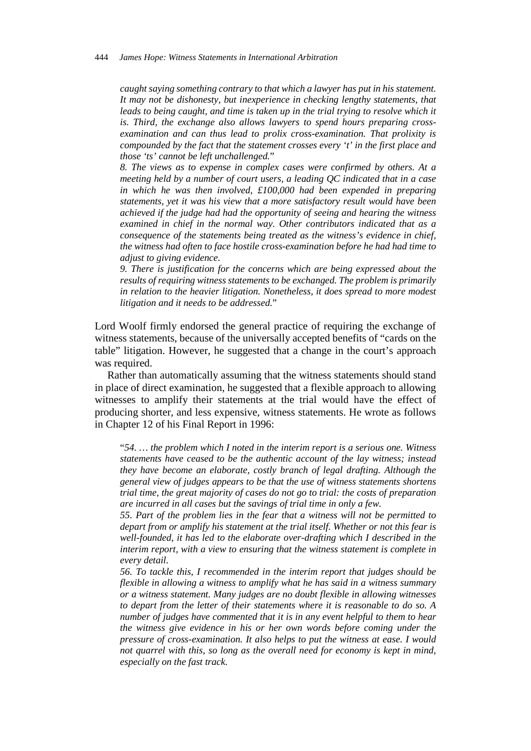*caught saying something contrary to that which a lawyer has put in his statement. It may not be dishonesty, but inexperience in checking lengthy statements, that leads to being caught, and time is taken up in the trial trying to resolve which it is. Third, the exchange also allows lawyers to spend hours preparing cross-examination and can thus lead to prolix cross-examination. That prolixity is compounded by the fact that the statement crosses every 't' in the first place and those 'ts' cannot be left unchallenged.*"

*8. The views as to expense in complex cases were confirmed by others. At a meeting held by a number of court users, a leading QC indicated that in a case in which he was then involved, £100,000 had been expended in preparing statements, yet it was his view that a more satisfactory result would have been achieved if the judge had had the opportunity of seeing and hearing the witness examined in chief in the normal way. Other contributors indicated that as a consequence of the statements being treated as the witness's evidence in chief, the witness had often to face hostile cross-examination before he had had time to adjust to giving evidence.*

*9. There is justification for the concerns which are being expressed about the results of requiring witness statements to be exchanged. The problem is primarily in relation to the heavier litigation. Nonetheless, it does spread to more modest litigation and it needs to be addressed.*"

Lord Woolf firmly endorsed the general practice of requiring the exchange of witness statements, because of the universally accepted benefits of "cards on the table" litigation. However, he suggested that a change in the court's approach was required.

Rather than automatically assuming that the witness statements should stand in place of direct examination, he suggested that a flexible approach to allowing witnesses to amplify their statements at the trial would have the effect of producing shorter, and less expensive, witness statements. He wrote as follows in Chapter 12 of his Final Report in 1996:

"*54. … the problem which I noted in the interim report is a serious one. Witness statements have ceased to be the authentic account of the lay witness; instead they have become an elaborate, costly branch of legal drafting. Although the general view of judges appears to be that the use of witness statements shortens trial time, the great majority of cases do not go to trial: the costs of preparation are incurred in all cases but the savings of trial time in only a few.*

*55. Part of the problem lies in the fear that a witness will not be permitted to depart from or amplify his statement at the trial itself. Whether or not this fear is well-founded, it has led to the elaborate over-drafting which I described in the interim report, with a view to ensuring that the witness statement is complete in every detail.*

*56. To tackle this, I recommended in the interim report that judges should be flexible in allowing a witness to amplify what he has said in a witness summary or a witness statement. Many judges are no doubt flexible in allowing witnesses to depart from the letter of their statements where it is reasonable to do so. A number of judges have commented that it is in any event helpful to them to hear the witness give evidence in his or her own words before coming under the pressure of cross-examination. It also helps to put the witness at ease. I would not quarrel with this, so long as the overall need for economy is kept in mind, especially on the fast track.*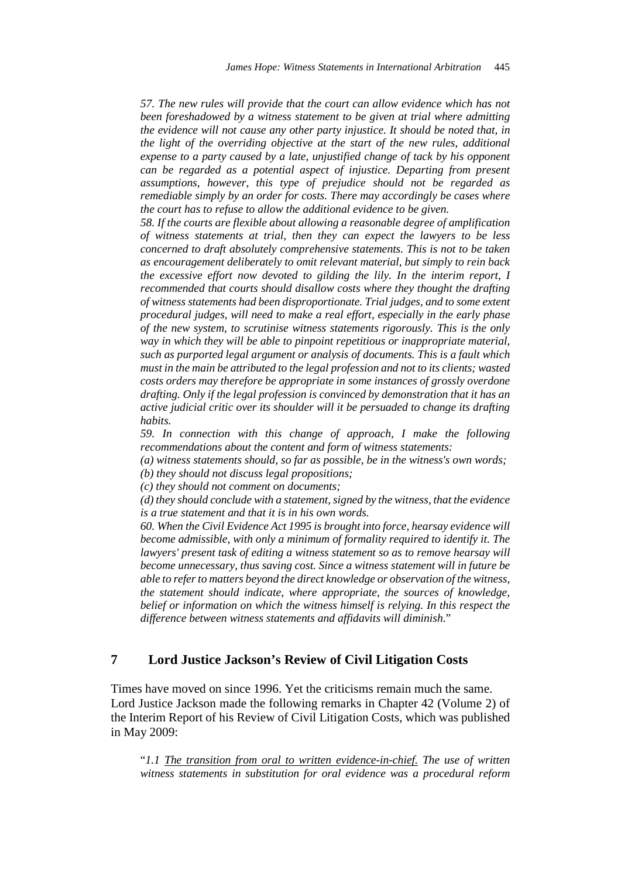*57. The new rules will provide that the court can allow evidence which has not been foreshadowed by a witness statement to be given at trial where admitting the evidence will not cause any other party injustice. It should be noted that, in the light of the overriding objective at the start of the new rules, additional expense to a party caused by a late, unjustified change of tack by his opponent can be regarded as a potential aspect of injustice. Departing from present assumptions, however, this type of prejudice should not be regarded as remediable simply by an order for costs. There may accordingly be cases where the court has to refuse to allow the additional evidence to be given.*

*58. If the courts are flexible about allowing a reasonable degree of amplification of witness statements at trial, then they can expect the lawyers to be less concerned to draft absolutely comprehensive statements. This is not to be taken as encouragement deliberately to omit relevant material, but simply to rein back the excessive effort now devoted to gilding the lily. In the interim report, I recommended that courts should disallow costs where they thought the drafting of witness statements had been disproportionate. Trial judges, and to some extent procedural judges, will need to make a real effort, especially in the early phase of the new system, to scrutinise witness statements rigorously. This is the only way in which they will be able to pinpoint repetitious or inappropriate material, such as purported legal argument or analysis of documents. This is a fault which must in the main be attributed to the legal profession and not to its clients; wasted costs orders may therefore be appropriate in some instances of grossly overdone drafting. Only if the legal profession is convinced by demonstration that it has an active judicial critic over its shoulder will it be persuaded to change its drafting habits.*

*59. In connection with this change of approach, I make the following recommendations about the content and form of witness statements:*

*(a) witness statements should, so far as possible, be in the witness's own words;*

*(b) they should not discuss legal propositions;*

*(c) they should not comment on documents;*

*(d) they should conclude with a statement, signed by the witness, that the evidence is a true statement and that it is in his own words.*

*60. When the Civil Evidence Act 1995 is brought into force, hearsay evidence will become admissible, with only a minimum of formality required to identify it. The lawyers' present task of editing a witness statement so as to remove hearsay will become unnecessary, thus saving cost. Since a witness statement will in future be able to refer to matters beyond the direct knowledge or observation of the witness, the statement should indicate, where appropriate, the sources of knowledge, belief or information on which the witness himself is relying. In this respect the difference between witness statements and affidavits will diminish*."

## 7 Lord Justice Jackson's Review of Civil Litigation Costs

Times have moved on since 1996. Yet the criticisms remain much the same. Lord Justice Jackson made the following remarks in Chapter 42 (Volume 2) of the Interim Report of his Review of Civil Litigation Costs, which was published in May 2009:

"*1.1 The transition from oral to written evidence-in-chief. The use of written witness statements in substitution for oral evidence was a procedural reform*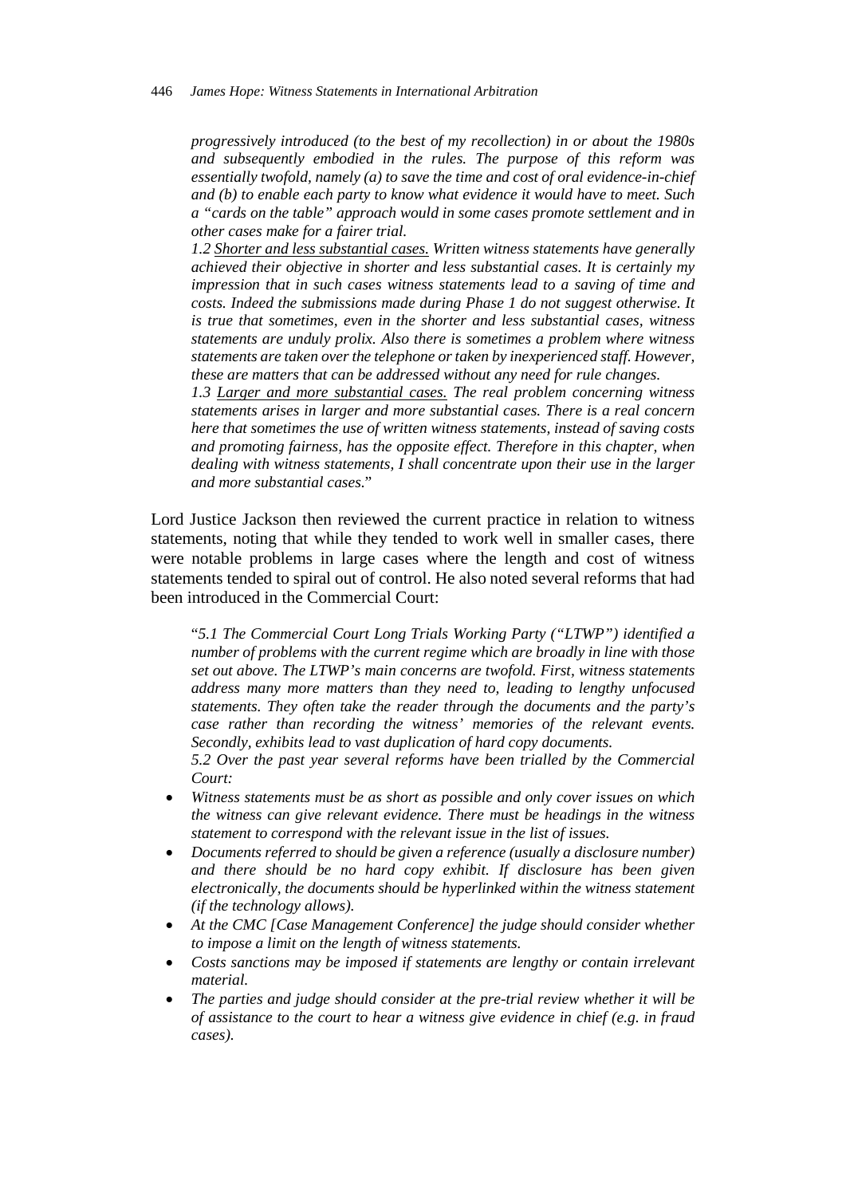*progressively introduced (to the best of my recollection) in or about the 1980s and subsequently embodied in the rules. The purpose of this reform was essentially twofold, namely (a) to save the time and cost of oral evidence-in-chief and (b) to enable each party to know what evidence it would have to meet. Such a "cards on the table" approach would in some cases promote settlement and in other cases make for a fairer trial.*

*1.2 <u>Shorter and less substantial cases.</u> Written witness statements have generally achieved their objective in shorter and less substantial cases. It is certainly my impression that in such cases witness statements lead to a saving of time and costs. Indeed the submissions made during Phase 1 do not suggest otherwise. It is true that sometimes, even in the shorter and less substantial cases, witness statements are unduly prolix. Also there is sometimes a problem where witness statements are taken over the telephone or taken by inexperienced staff. However, these are matters that can be addressed without any need for rule changes.*

*1.3 <u>Larger and more substantial cases.</u> The real problem concerning witness statements arises in larger and more substantial cases. There is a real concern here that sometimes the use of written witness statements, instead of saving costs and promoting fairness, has the opposite effect. Therefore in this chapter, when dealing with witness statements, I shall concentrate upon their use in the larger and more substantial cases.*"

Lord Justice Jackson then reviewed the current practice in relation to witness statements, noting that while they tended to work well in smaller cases, there were notable problems in large cases where the length and cost of witness statements tended to spiral out of control. He also noted several reforms that had been introduced in the Commercial Court:

"*5.1 The Commercial Court Long Trials Working Party ("LTWP") identified a number of problems with the current regime which are broadly in line with those set out above. The LTWP's main concerns are twofold. First, witness statements address many more matters than they need to, leading to lengthy unfocused statements. They often take the reader through the documents and the party's case rather than recording the witness' memories of the relevant events. Secondly, exhibits lead to vast duplication of hard copy documents.*

*5.2 Over the past year several reforms have been trialled by the Commercial Court:*

- *Witness statements must be as short as possible and only cover issues on which the witness can give relevant evidence. There must be headings in the witness statement to correspond with the relevant issue in the list of issues.*
- *Documents referred to should be given a reference (usually a disclosure number) and there should be no hard copy exhibit. If disclosure has been given electronically, the documents should be hyperlinked within the witness statement (if the technology allows).*
- *At the CMC [Case Management Conference] the judge should consider whether to impose a limit on the length of witness statements.*
- *Costs sanctions may be imposed if statements are lengthy or contain irrelevant material.*
- *The parties and judge should consider at the pre-trial review whether it will be of assistance to the court to hear a witness give evidence in chief (e.g. in fraud cases).*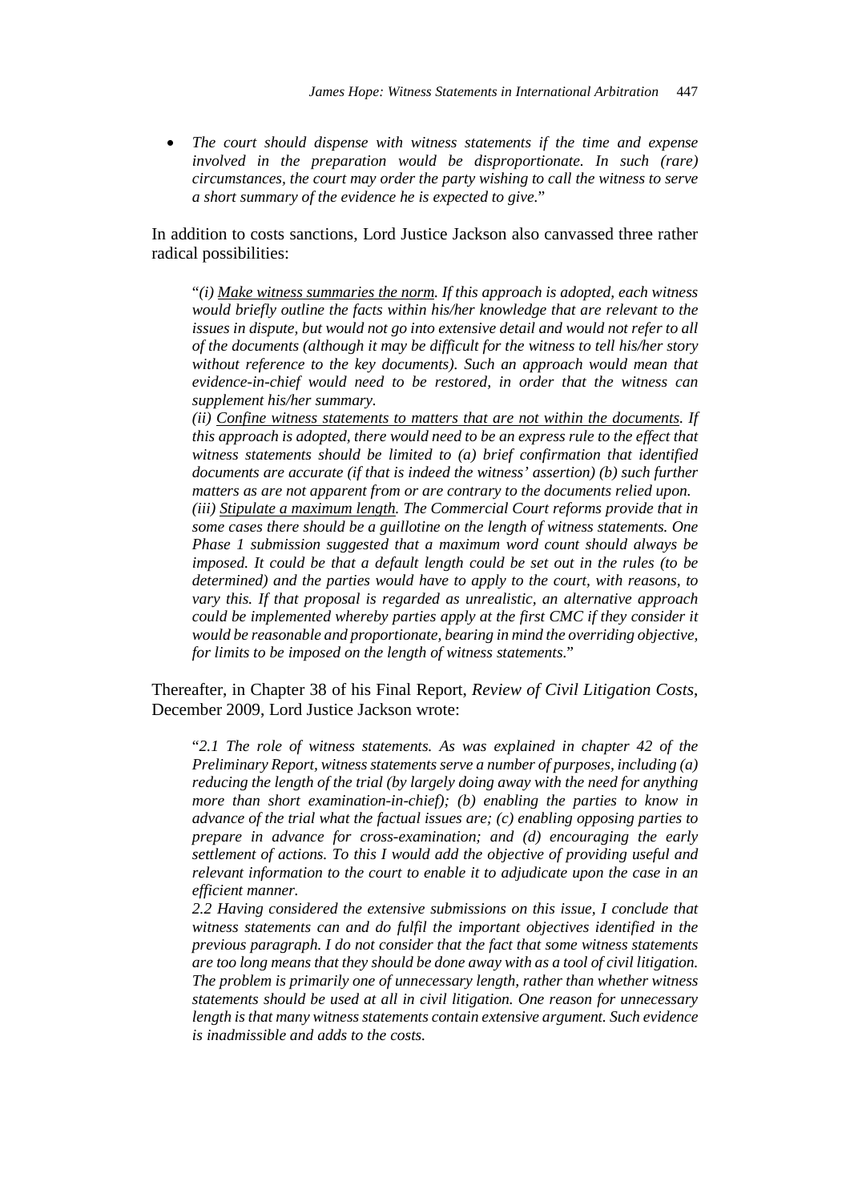- *The court should dispense with witness statements if the time and expense involved in the preparation would be disproportionate. In such (rare) circumstances, the court may order the party wishing to call the witness to serve a short summary of the evidence he is expected to give.*"

In addition to costs sanctions, Lord Justice Jackson also canvassed three rather radical possibilities:

> "*(i) <u>Make witness summaries the norm</u>. If this approach is adopted, each witness would briefly outline the facts within his/her knowledge that are relevant to the issues in dispute, but would not go into extensive detail and would not refer to all of the documents (although it may be difficult for the witness to tell his/her story without reference to the key documents). Such an approach would mean that evidence-in-chief would need to be restored, in order that the witness can supplement his/her summary.*
> *(ii) <u>Confine witness statements to matters that are not within the documents</u>. If this approach is adopted, there would need to be an express rule to the effect that witness statements should be limited to (a) brief confirmation that identified documents are accurate (if that is indeed the witness' assertion) (b) such further matters as are not apparent from or are contrary to the documents relied upon.*
> *(iii) <u>Stipulate a maximum length</u>. The Commercial Court reforms provide that in some cases there should be a guillotine on the length of witness statements. One Phase 1 submission suggested that a maximum word count should always be imposed. It could be that a default length could be set out in the rules (to be determined) and the parties would have to apply to the court, with reasons, to vary this. If that proposal is regarded as unrealistic, an alternative approach could be implemented whereby parties apply at the first CMC if they consider it would be reasonable and proportionate, bearing in mind the overriding objective, for limits to be imposed on the length of witness statements.*"

Thereafter, in Chapter 38 of his Final Report, *Review of Civil Litigation Costs*, December 2009, Lord Justice Jackson wrote:

> "*2.1 The role of witness statements. As was explained in chapter 42 of the Preliminary Report, witness statements serve a number of purposes, including (a) reducing the length of the trial (by largely doing away with the need for anything more than short examination-in-chief); (b) enabling the parties to know in advance of the trial what the factual issues are; (c) enabling opposing parties to prepare in advance for cross-examination; and (d) encouraging the early settlement of actions. To this I would add the objective of providing useful and relevant information to the court to enable it to adjudicate upon the case in an efficient manner.*
> *2.2 Having considered the extensive submissions on this issue, I conclude that witness statements can and do fulfil the important objectives identified in the previous paragraph. I do not consider that the fact that some witness statements are too long means that they should be done away with as a tool of civil litigation. The problem is primarily one of unnecessary length, rather than whether witness statements should be used at all in civil litigation. One reason for unnecessary length is that many witness statements contain extensive argument. Such evidence is inadmissible and adds to the costs.*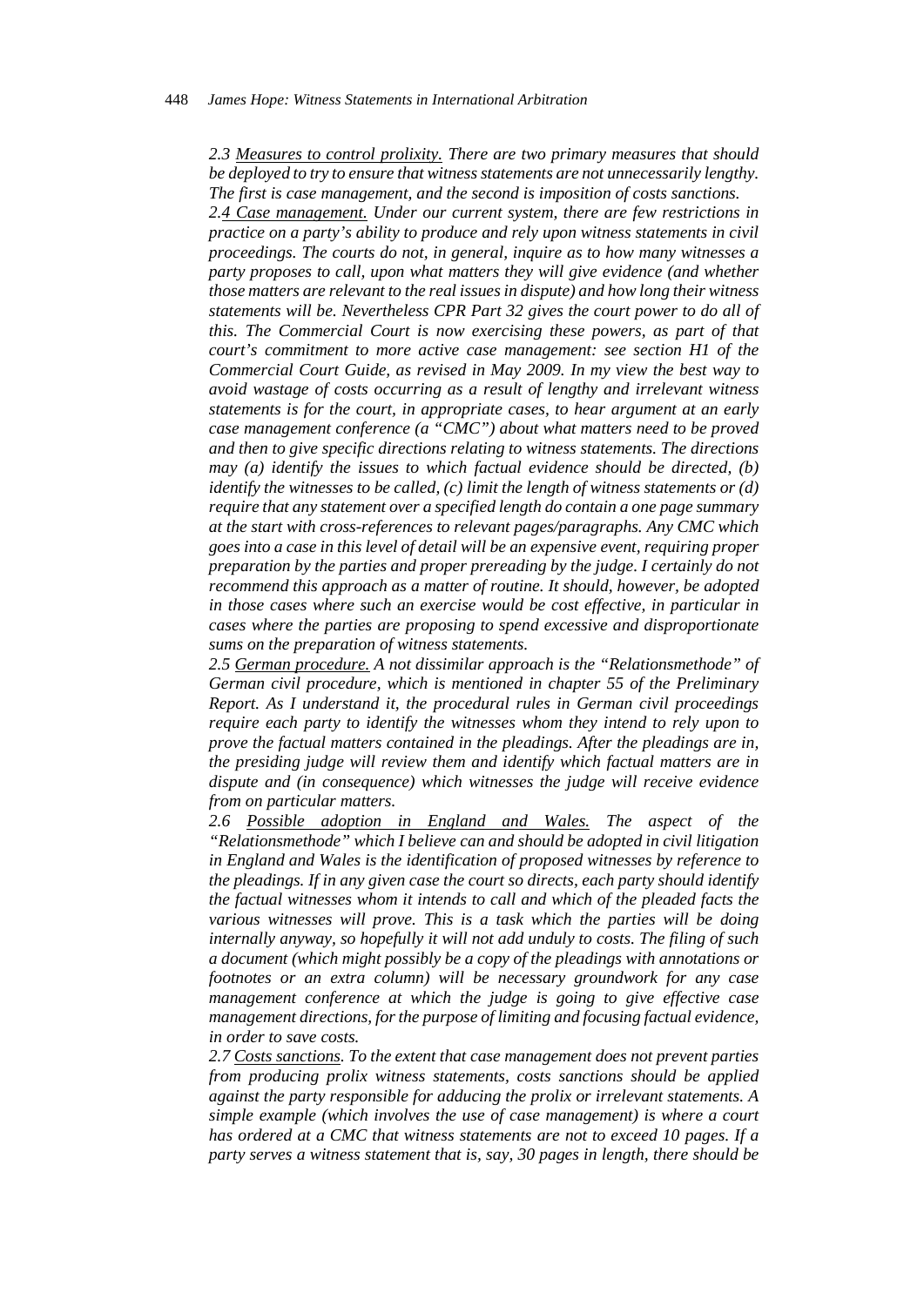*2.3 Measures to control prolixity. There are two primary measures that should be deployed to try to ensure that witness statements are not unnecessarily lengthy. The first is case management, and the second is imposition of costs sanctions.*

*2.4 Case management. Under our current system, there are few restrictions in practice on a party's ability to produce and rely upon witness statements in civil proceedings. The courts do not, in general, inquire as to how many witnesses a party proposes to call, upon what matters they will give evidence (and whether those matters are relevant to the real issues in dispute) and how long their witness statements will be. Nevertheless CPR Part 32 gives the court power to do all of this. The Commercial Court is now exercising these powers, as part of that court's commitment to more active case management: see section H1 of the Commercial Court Guide, as revised in May 2009. In my view the best way to avoid wastage of costs occurring as a result of lengthy and irrelevant witness statements is for the court, in appropriate cases, to hear argument at an early case management conference (a "CMC") about what matters need to be proved and then to give specific directions relating to witness statements. The directions may (a) identify the issues to which factual evidence should be directed, (b) identify the witnesses to be called, (c) limit the length of witness statements or (d) require that any statement over a specified length do contain a one page summary at the start with cross-references to relevant pages/paragraphs. Any CMC which goes into a case in this level of detail will be an expensive event, requiring proper preparation by the parties and proper prereading by the judge. I certainly do not recommend this approach as a matter of routine. It should, however, be adopted in those cases where such an exercise would be cost effective, in particular in cases where the parties are proposing to spend excessive and disproportionate sums on the preparation of witness statements.*

*2.5 German procedure. A not dissimilar approach is the "Relationsmethode" of German civil procedure, which is mentioned in chapter 55 of the Preliminary Report. As I understand it, the procedural rules in German civil proceedings require each party to identify the witnesses whom they intend to rely upon to prove the factual matters contained in the pleadings. After the pleadings are in, the presiding judge will review them and identify which factual matters are in dispute and (in consequence) which witnesses the judge will receive evidence from on particular matters.*

*2.6 Possible adoption in England and Wales. The aspect of the "Relationsmethode" which I believe can and should be adopted in civil litigation in England and Wales is the identification of proposed witnesses by reference to the pleadings. If in any given case the court so directs, each party should identify the factual witnesses whom it intends to call and which of the pleaded facts the various witnesses will prove. This is a task which the parties will be doing internally anyway, so hopefully it will not add unduly to costs. The filing of such a document (which might possibly be a copy of the pleadings with annotations or footnotes or an extra column) will be necessary groundwork for any case management conference at which the judge is going to give effective case management directions, for the purpose of limiting and focusing factual evidence, in order to save costs.*

*2.7 Costs sanctions. To the extent that case management does not prevent parties from producing prolix witness statements, costs sanctions should be applied against the party responsible for adducing the prolix or irrelevant statements. A simple example (which involves the use of case management) is where a court has ordered at a CMC that witness statements are not to exceed 10 pages. If a party serves a witness statement that is, say, 30 pages in length, there should be*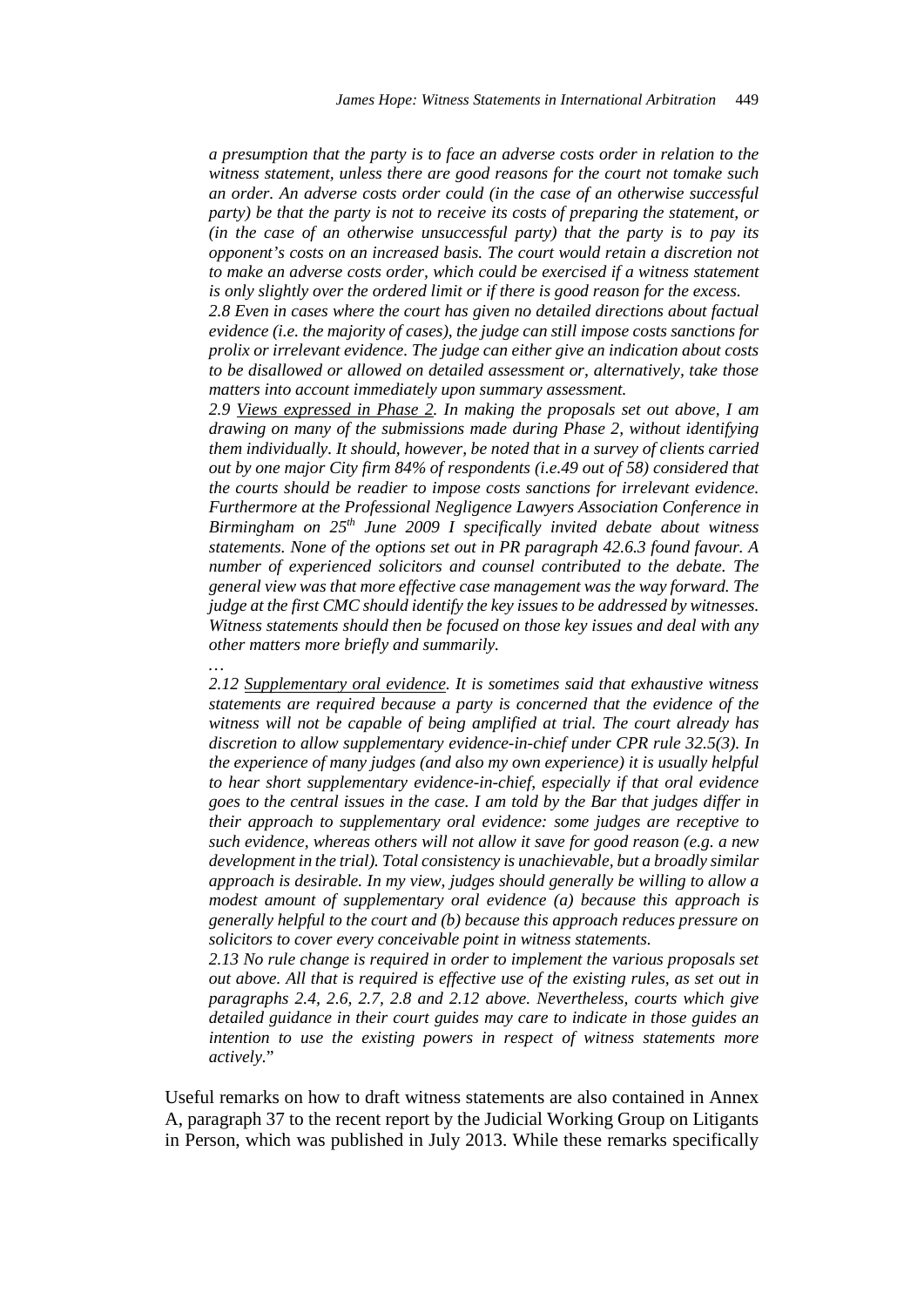*a presumption that the party is to face an adverse costs order in relation to the witness statement, unless there are good reasons for the court not tomake such an order. An adverse costs order could (in the case of an otherwise successful party) be that the party is not to receive its costs of preparing the statement, or (in the case of an otherwise unsuccessful party) that the party is to pay its opponent's costs on an increased basis. The court would retain a discretion not to make an adverse costs order, which could be exercised if a witness statement is only slightly over the ordered limit or if there is good reason for the excess.*

*2.8 Even in cases where the court has given no detailed directions about factual evidence (i.e. the majority of cases), the judge can still impose costs sanctions for prolix or irrelevant evidence. The judge can either give an indication about costs to be disallowed or allowed on detailed assessment or, alternatively, take those matters into account immediately upon summary assessment.*

*2.9 Views expressed in Phase 2. In making the proposals set out above, I am drawing on many of the submissions made during Phase 2, without identifying them individually. It should, however, be noted that in a survey of clients carried out by one major City firm 84% of respondents (i.e.49 out of 58) considered that the courts should be readier to impose costs sanctions for irrelevant evidence. Furthermore at the Professional Negligence Lawyers Association Conference in Birmingham on 25th June 2009 I specifically invited debate about witness statements. None of the options set out in PR paragraph 42.6.3 found favour. A number of experienced solicitors and counsel contributed to the debate. The general view was that more effective case management was the way forward. The judge at the first CMC should identify the key issues to be addressed by witnesses. Witness statements should then be focused on those key issues and deal with any other matters more briefly and summarily.*

*…*

*2.12 Supplementary oral evidence. It is sometimes said that exhaustive witness statements are required because a party is concerned that the evidence of the witness will not be capable of being amplified at trial. The court already has discretion to allow supplementary evidence-in-chief under CPR rule 32.5(3). In the experience of many judges (and also my own experience) it is usually helpful to hear short supplementary evidence-in-chief, especially if that oral evidence goes to the central issues in the case. I am told by the Bar that judges differ in their approach to supplementary oral evidence: some judges are receptive to such evidence, whereas others will not allow it save for good reason (e.g. a new development in the trial). Total consistency is unachievable, but a broadly similar approach is desirable. In my view, judges should generally be willing to allow a modest amount of supplementary oral evidence (a) because this approach is generally helpful to the court and (b) because this approach reduces pressure on solicitors to cover every conceivable point in witness statements.*

*2.13 No rule change is required in order to implement the various proposals set out above. All that is required is effective use of the existing rules, as set out in paragraphs 2.4, 2.6, 2.7, 2.8 and 2.12 above. Nevertheless, courts which give detailed guidance in their court guides may care to indicate in those guides an intention to use the existing powers in respect of witness statements more actively*."

Useful remarks on how to draft witness statements are also contained in Annex A, paragraph 37 to the recent report by the Judicial Working Group on Litigants in Person, which was published in July 2013. While these remarks specifically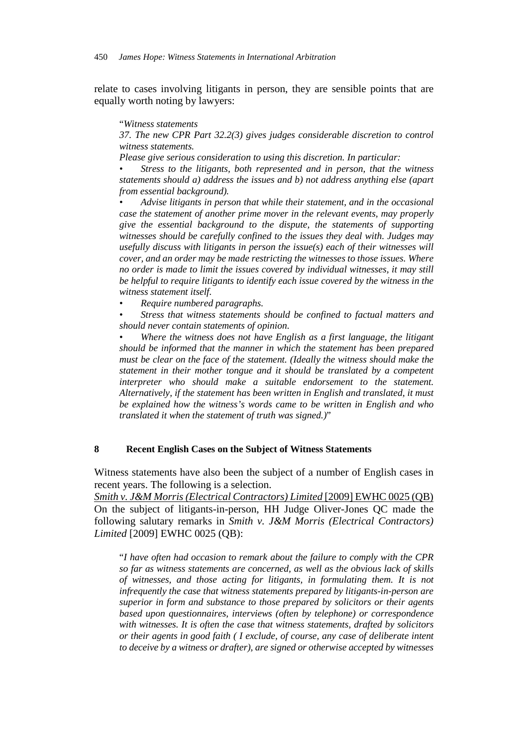relate to cases involving litigants in person, they are sensible points that are equally worth noting by lawyers:

> "*Witness statements*
>
> *37. The new CPR Part 32.2(3) gives judges considerable discretion to control witness statements.*
>
> *Please give serious consideration to using this discretion. In particular:*
>
> - *Stress to the litigants, both represented and in person, that the witness statements should a) address the issues and b) not address anything else (apart from essential background).*
> - *Advise litigants in person that while their statement, and in the occasional case the statement of another prime mover in the relevant events, may properly give the essential background to the dispute, the statements of supporting witnesses should be carefully confined to the issues they deal with. Judges may usefully discuss with litigants in person the issue(s) each of their witnesses will cover, and an order may be made restricting the witnesses to those issues. Where no order is made to limit the issues covered by individual witnesses, it may still be helpful to require litigants to identify each issue covered by the witness in the witness statement itself.*
> - *Require numbered paragraphs.*
> - *Stress that witness statements should be confined to factual matters and should never contain statements of opinion.*
> - *Where the witness does not have English as a first language, the litigant should be informed that the manner in which the statement has been prepared must be clear on the face of the statement. (Ideally the witness should make the statement in their mother tongue and it should be translated by a competent interpreter who should make a suitable endorsement to the statement. Alternatively, if the statement has been written in English and translated, it must be explained how the witness's words came to be written in English and who translated it when the statement of truth was signed.)*"

## 8 Recent English Cases on the Subject of Witness Statements

Witness statements have also been the subject of a number of English cases in recent years. The following is a selection.

*Smith v. J&M Morris (Electrical Contractors) Limited* [2009] EWHC 0025 (QB)

On the subject of litigants-in-person, HH Judge Oliver-Jones QC made the following salutary remarks in *Smith v. J&M Morris (Electrical Contractors) Limited* [2009] EWHC 0025 (QB):

> "*I have often had occasion to remark about the failure to comply with the CPR so far as witness statements are concerned, as well as the obvious lack of skills of witnesses, and those acting for litigants, in formulating them. It is not infrequently the case that witness statements prepared by litigants-in-person are superior in form and substance to those prepared by solicitors or their agents based upon questionnaires, interviews (often by telephone) or correspondence with witnesses. It is often the case that witness statements, drafted by solicitors or their agents in good faith ( I exclude, of course, any case of deliberate intent to deceive by a witness or drafter), are signed or otherwise accepted by witnesses*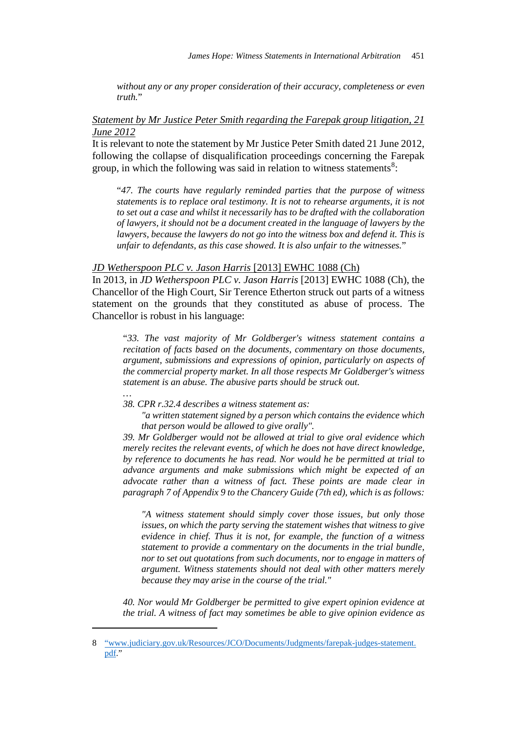*without any or any proper consideration of their accuracy, completeness or even truth.*"

Statement by Mr Justice Peter Smith regarding the Farepak group litigation, 21 June 2012

It is relevant to note the statement by Mr Justice Peter Smith dated 21 June 2012, following the collapse of disqualification proceedings concerning the Farepak group, in which the following was said in relation to witness statements[8]:

> "*47. The courts have regularly reminded parties that the purpose of witness statements is to replace oral testimony. It is not to rehearse arguments, it is not to set out a case and whilst it necessarily has to be drafted with the collaboration of lawyers, it should not be a document created in the language of lawyers by the lawyers, because the lawyers do not go into the witness box and defend it. This is unfair to defendants, as this case showed. It is also unfair to the witnesses.*"

*JD Wetherspoon PLC v. Jason Harris* [2013] EWHC 1088 (Ch)

In 2013, in *JD Wetherspoon PLC v. Jason Harris* [2013] EWHC 1088 (Ch), the Chancellor of the High Court, Sir Terence Etherton struck out parts of a witness statement on the grounds that they constituted as abuse of process. The Chancellor is robust in his language:

> "*33. The vast majority of Mr Goldberger's witness statement contains a recitation of facts based on the documents, commentary on those documents, argument, submissions and expressions of opinion, particularly on aspects of the commercial property market. In all those respects Mr Goldberger's witness statement is an abuse. The abusive parts should be struck out.*
>
> *…*
>
> *38. CPR r.32.4 describes a witness statement as:*
>
> > *"a written statement signed by a person which contains the evidence which that person would be allowed to give orally".*
>
> *39. Mr Goldberger would not be allowed at trial to give oral evidence which merely recites the relevant events, of which he does not have direct knowledge, by reference to documents he has read. Nor would he be permitted at trial to advance arguments and make submissions which might be expected of an advocate rather than a witness of fact. These points are made clear in paragraph 7 of Appendix 9 to the Chancery Guide (7th ed), which is as follows:*
>
> > *"A witness statement should simply cover those issues, but only those issues, on which the party serving the statement wishes that witness to give evidence in chief. Thus it is not, for example, the function of a witness statement to provide a commentary on the documents in the trial bundle, nor to set out quotations from such documents, nor to engage in matters of argument. Witness statements should not deal with other matters merely because they may arise in the course of the trial."*
>
> *40. Nor would Mr Goldberger be permitted to give expert opinion evidence at the trial. A witness of fact may sometimes be able to give opinion evidence as*

---

8 "www.judiciary.gov.uk/Resources/JCO/Documents/Judgments/farepak-judges-statement.pdf."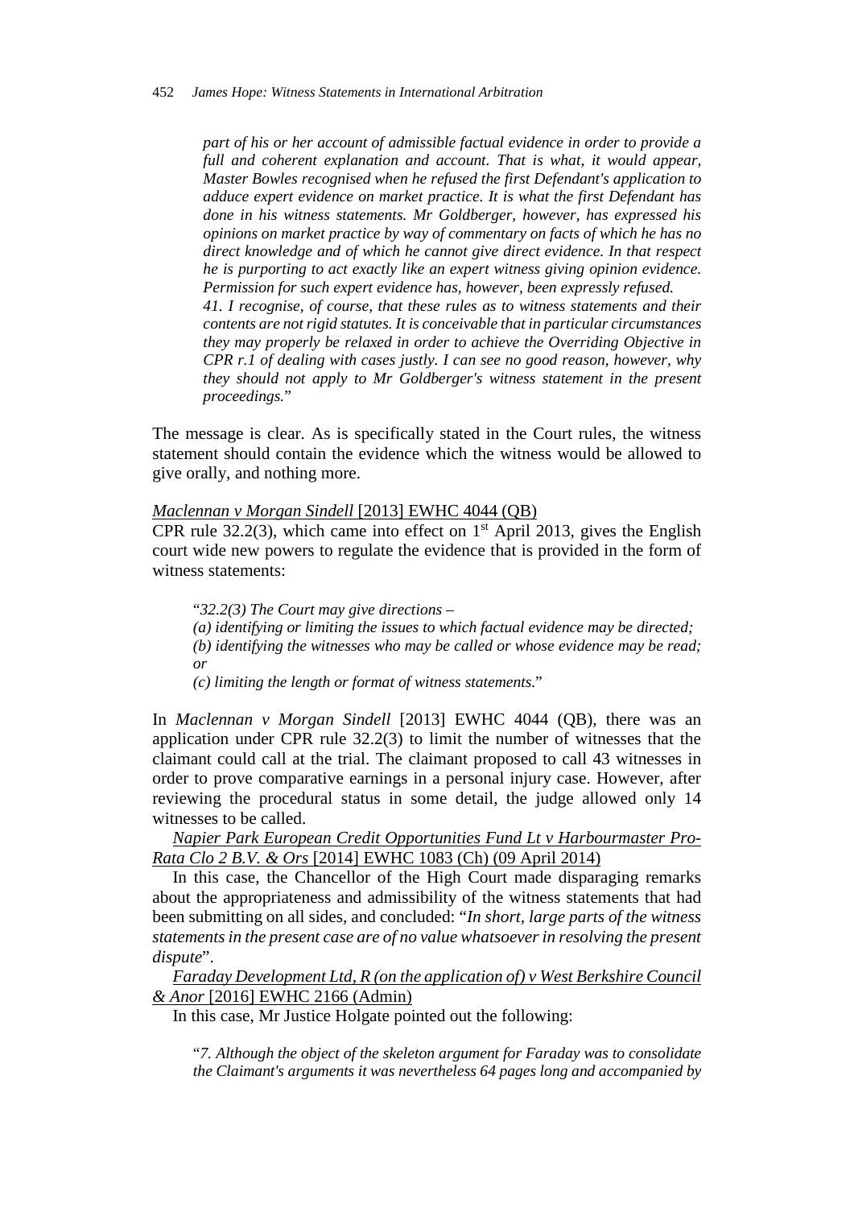> *part of his or her account of admissible factual evidence in order to provide a full and coherent explanation and account. That is what, it would appear, Master Bowles recognised when he refused the first Defendant's application to adduce expert evidence on market practice. It is what the first Defendant has done in his witness statements. Mr Goldberger, however, has expressed his opinions on market practice by way of commentary on facts of which he has no direct knowledge and of which he cannot give direct evidence. In that respect he is purporting to act exactly like an expert witness giving opinion evidence. Permission for such expert evidence has, however, been expressly refused.*
>
> *41. I recognise, of course, that these rules as to witness statements and their contents are not rigid statutes. It is conceivable that in particular circumstances they may properly be relaxed in order to achieve the Overriding Objective in CPR r.1 of dealing with cases justly. I can see no good reason, however, why they should not apply to Mr Goldberger's witness statement in the present proceedings.*"

The message is clear. As is specifically stated in the Court rules, the witness statement should contain the evidence which the witness would be allowed to give orally, and nothing more.

*Maclennan v Morgan Sindell* [2013] EWHC 4044 (QB)

CPR rule 32.2(3), which came into effect on 1st April 2013, gives the English court wide new powers to regulate the evidence that is provided in the form of witness statements:

> "*32.2(3) The Court may give directions –*
>
> *(a) identifying or limiting the issues to which factual evidence may be directed;*
>
> *(b) identifying the witnesses who may be called or whose evidence may be read; or*
>
> *(c) limiting the length or format of witness statements.*"

In *Maclennan v Morgan Sindell* [2013] EWHC 4044 (QB), there was an application under CPR rule 32.2(3) to limit the number of witnesses that the claimant could call at the trial. The claimant proposed to call 43 witnesses in order to prove comparative earnings in a personal injury case. However, after reviewing the procedural status in some detail, the judge allowed only 14 witnesses to be called.

*Napier Park European Credit Opportunities Fund Lt v Harbourmaster Pro-Rata Clo 2 B.V. & Ors* [2014] EWHC 1083 (Ch) (09 April 2014)

In this case, the Chancellor of the High Court made disparaging remarks about the appropriateness and admissibility of the witness statements that had been submitting on all sides, and concluded: "*In short, large parts of the witness statements in the present case are of no value whatsoever in resolving the present dispute*".

*Faraday Development Ltd, R (on the application of) v West Berkshire Council & Anor* [2016] EWHC 2166 (Admin)

In this case, Mr Justice Holgate pointed out the following:

> "*7. Although the object of the skeleton argument for Faraday was to consolidate the Claimant's arguments it was nevertheless 64 pages long and accompanied by*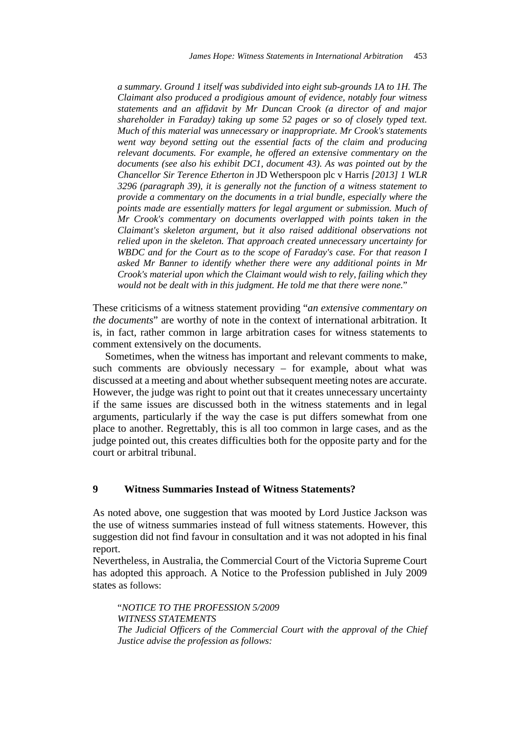*a summary. Ground 1 itself was subdivided into eight sub-grounds 1A to 1H. The Claimant also produced a prodigious amount of evidence, notably four witness statements and an affidavit by Mr Duncan Crook (a director of and major shareholder in Faraday) taking up some 52 pages or so of closely typed text. Much of this material was unnecessary or inappropriate. Mr Crook's statements went way beyond setting out the essential facts of the claim and producing relevant documents. For example, he offered an extensive commentary on the documents (see also his exhibit DC1, document 43). As was pointed out by the Chancellor Sir Terence Etherton in* JD Wetherspoon plc v Harris *[2013] 1 WLR 3296 (paragraph 39), it is generally not the function of a witness statement to provide a commentary on the documents in a trial bundle, especially where the points made are essentially matters for legal argument or submission. Much of Mr Crook's commentary on documents overlapped with points taken in the Claimant's skeleton argument, but it also raised additional observations not relied upon in the skeleton. That approach created unnecessary uncertainty for WBDC and for the Court as to the scope of Faraday's case. For that reason I asked Mr Banner to identify whether there were any additional points in Mr Crook's material upon which the Claimant would wish to rely, failing which they would not be dealt with in this judgment. He told me that there were none.*"

These criticisms of a witness statement providing "*an extensive commentary on the documents*" are worthy of note in the context of international arbitration. It is, in fact, rather common in large arbitration cases for witness statements to comment extensively on the documents.

Sometimes, when the witness has important and relevant comments to make, such comments are obviously necessary – for example, about what was discussed at a meeting and about whether subsequent meeting notes are accurate. However, the judge was right to point out that it creates unnecessary uncertainty if the same issues are discussed both in the witness statements and in legal arguments, particularly if the way the case is put differs somewhat from one place to another. Regrettably, this is all too common in large cases, and as the judge pointed out, this creates difficulties both for the opposite party and for the court or arbitral tribunal.

## 9 Witness Summaries Instead of Witness Statements?

As noted above, one suggestion that was mooted by Lord Justice Jackson was the use of witness summaries instead of full witness statements. However, this suggestion did not find favour in consultation and it was not adopted in his final report.

Nevertheless, in Australia, the Commercial Court of the Victoria Supreme Court has adopted this approach. A Notice to the Profession published in July 2009 states as follows:

"*NOTICE TO THE PROFESSION 5/2009*
*WITNESS STATEMENTS*
*The Judicial Officers of the Commercial Court with the approval of the Chief Justice advise the profession as follows:*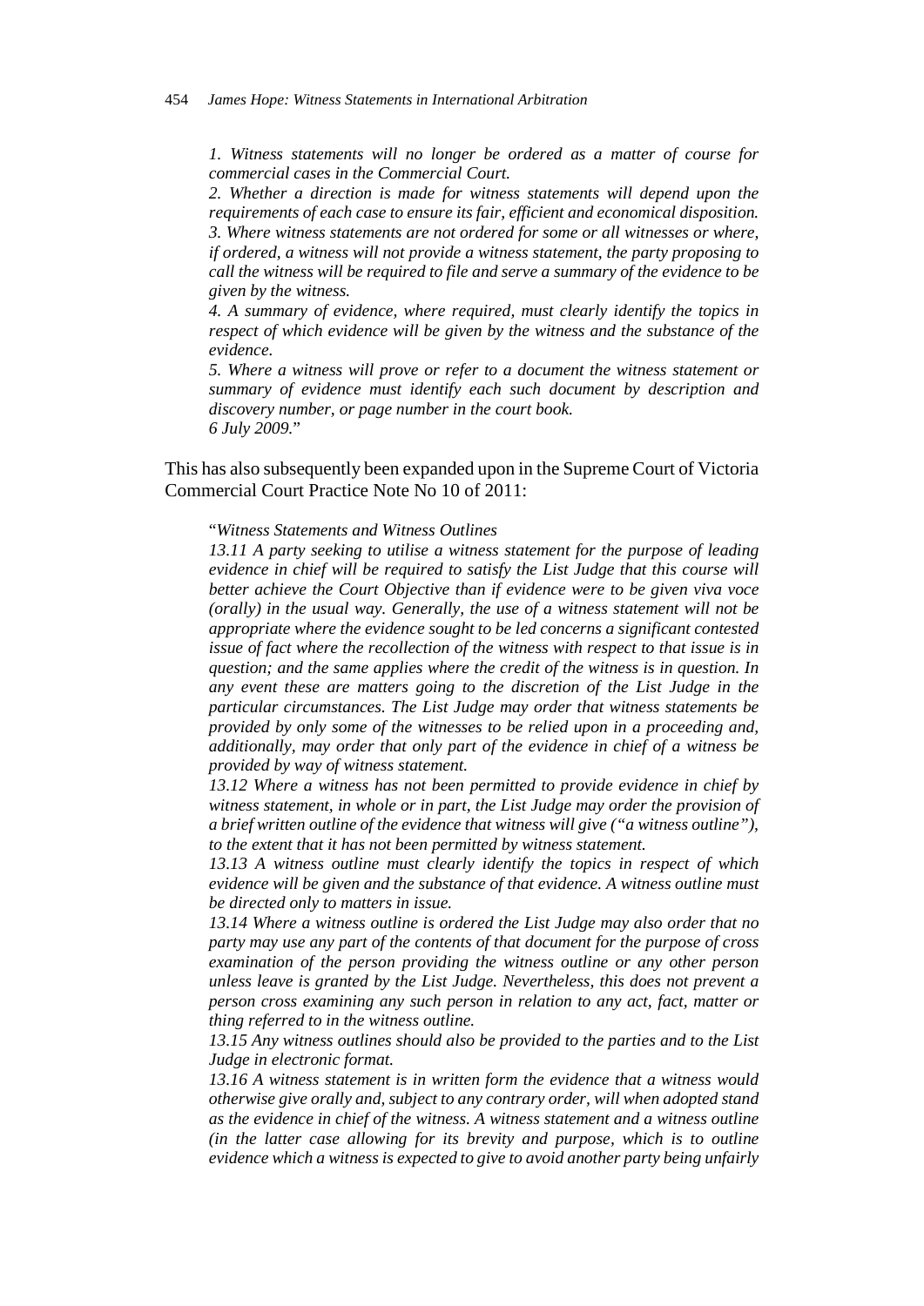*1. Witness statements will no longer be ordered as a matter of course for commercial cases in the Commercial Court.*

*2. Whether a direction is made for witness statements will depend upon the requirements of each case to ensure its fair, efficient and economical disposition.*

*3. Where witness statements are not ordered for some or all witnesses or where, if ordered, a witness will not provide a witness statement, the party proposing to call the witness will be required to file and serve a summary of the evidence to be given by the witness.*

*4. A summary of evidence, where required, must clearly identify the topics in respect of which evidence will be given by the witness and the substance of the evidence.*

*5. Where a witness will prove or refer to a document the witness statement or summary of evidence must identify each such document by description and discovery number, or page number in the court book.*

*6 July 2009.*"

This has also subsequently been expanded upon in the Supreme Court of Victoria Commercial Court Practice Note No 10 of 2011:

"*Witness Statements and Witness Outlines*

*13.11 A party seeking to utilise a witness statement for the purpose of leading evidence in chief will be required to satisfy the List Judge that this course will better achieve the Court Objective than if evidence were to be given viva voce (orally) in the usual way. Generally, the use of a witness statement will not be appropriate where the evidence sought to be led concerns a significant contested issue of fact where the recollection of the witness with respect to that issue is in question; and the same applies where the credit of the witness is in question. In any event these are matters going to the discretion of the List Judge in the particular circumstances. The List Judge may order that witness statements be provided by only some of the witnesses to be relied upon in a proceeding and, additionally, may order that only part of the evidence in chief of a witness be provided by way of witness statement.*

*13.12 Where a witness has not been permitted to provide evidence in chief by witness statement, in whole or in part, the List Judge may order the provision of a brief written outline of the evidence that witness will give ("a witness outline"), to the extent that it has not been permitted by witness statement.*

*13.13 A witness outline must clearly identify the topics in respect of which evidence will be given and the substance of that evidence. A witness outline must be directed only to matters in issue.*

*13.14 Where a witness outline is ordered the List Judge may also order that no party may use any part of the contents of that document for the purpose of cross examination of the person providing the witness outline or any other person unless leave is granted by the List Judge. Nevertheless, this does not prevent a person cross examining any such person in relation to any act, fact, matter or thing referred to in the witness outline.*

*13.15 Any witness outlines should also be provided to the parties and to the List Judge in electronic format.*

*13.16 A witness statement is in written form the evidence that a witness would otherwise give orally and, subject to any contrary order, will when adopted stand as the evidence in chief of the witness. A witness statement and a witness outline (in the latter case allowing for its brevity and purpose, which is to outline evidence which a witness is expected to give to avoid another party being unfairly*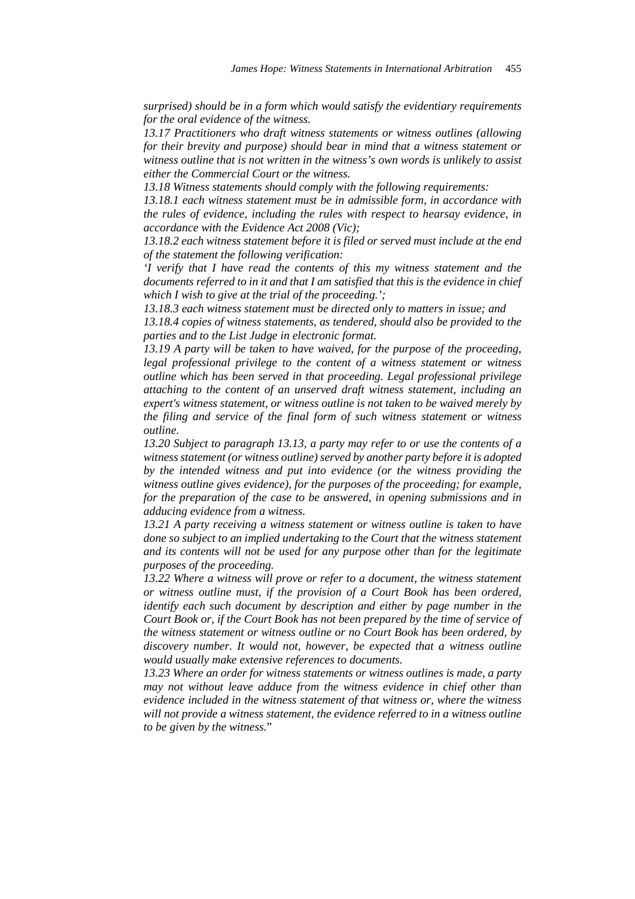*surprised) should be in a form which would satisfy the evidentiary requirements for the oral evidence of the witness.*

*13.17 Practitioners who draft witness statements or witness outlines (allowing for their brevity and purpose) should bear in mind that a witness statement or witness outline that is not written in the witness's own words is unlikely to assist either the Commercial Court or the witness.*

*13.18 Witness statements should comply with the following requirements:*

*13.18.1 each witness statement must be in admissible form, in accordance with the rules of evidence, including the rules with respect to hearsay evidence, in accordance with the Evidence Act 2008 (Vic);*

*13.18.2 each witness statement before it is filed or served must include at the end of the statement the following verification:*

*'I verify that I have read the contents of this my witness statement and the documents referred to in it and that I am satisfied that this is the evidence in chief which I wish to give at the trial of the proceeding.';*

*13.18.3 each witness statement must be directed only to matters in issue; and*

*13.18.4 copies of witness statements, as tendered, should also be provided to the parties and to the List Judge in electronic format.*

*13.19 A party will be taken to have waived, for the purpose of the proceeding, legal professional privilege to the content of a witness statement or witness outline which has been served in that proceeding. Legal professional privilege attaching to the content of an unserved draft witness statement, including an expert's witness statement, or witness outline is not taken to be waived merely by the filing and service of the final form of such witness statement or witness outline.*

*13.20 Subject to paragraph 13.13, a party may refer to or use the contents of a witness statement (or witness outline) served by another party before it is adopted by the intended witness and put into evidence (or the witness providing the witness outline gives evidence), for the purposes of the proceeding; for example, for the preparation of the case to be answered, in opening submissions and in adducing evidence from a witness.*

*13.21 A party receiving a witness statement or witness outline is taken to have done so subject to an implied undertaking to the Court that the witness statement and its contents will not be used for any purpose other than for the legitimate purposes of the proceeding.*

*13.22 Where a witness will prove or refer to a document, the witness statement or witness outline must, if the provision of a Court Book has been ordered, identify each such document by description and either by page number in the Court Book or, if the Court Book has not been prepared by the time of service of the witness statement or witness outline or no Court Book has been ordered, by discovery number. It would not, however, be expected that a witness outline would usually make extensive references to documents.*

*13.23 Where an order for witness statements or witness outlines is made, a party may not without leave adduce from the witness evidence in chief other than evidence included in the witness statement of that witness or, where the witness will not provide a witness statement, the evidence referred to in a witness outline to be given by the witness.*"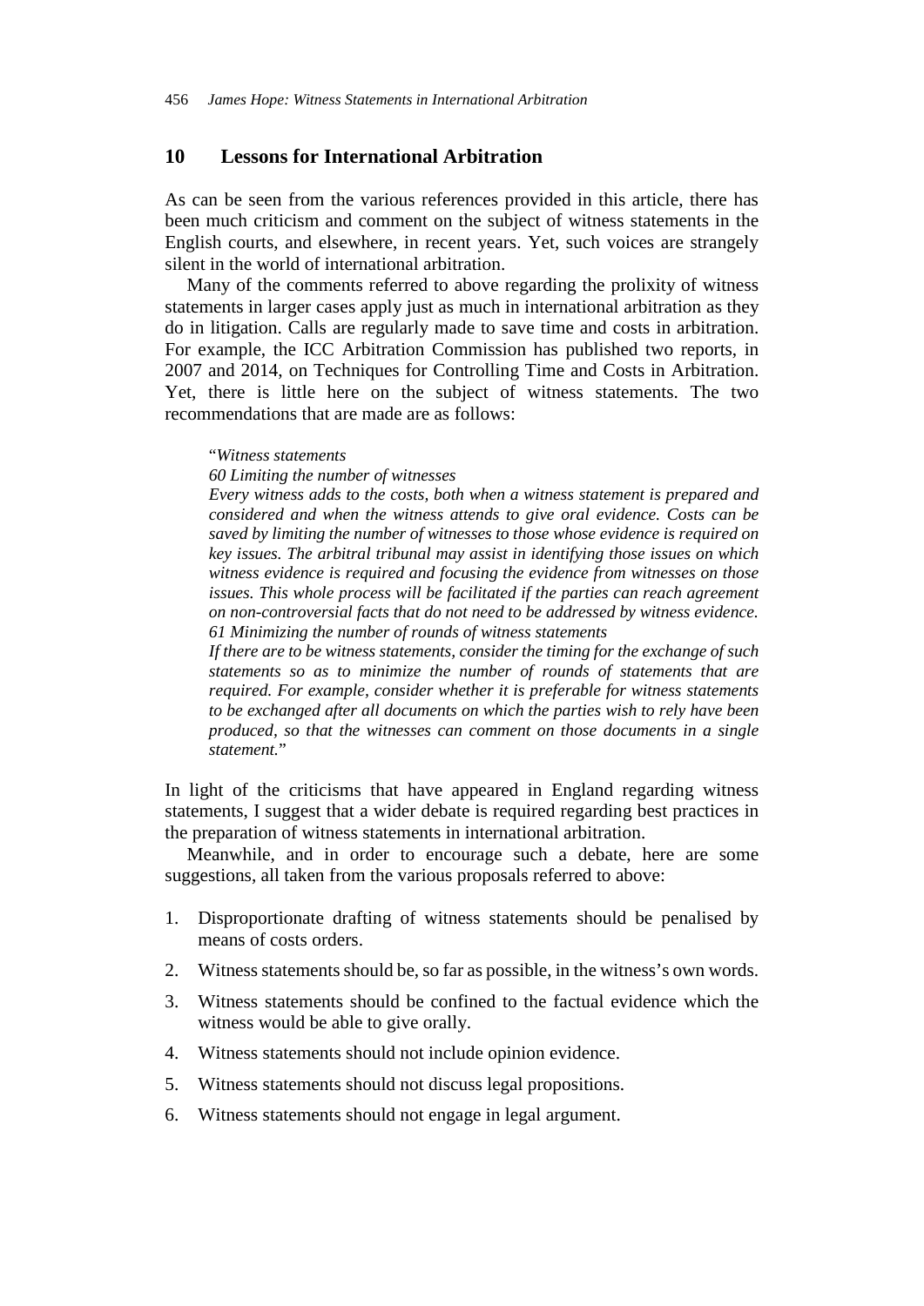## 10 Lessons for International Arbitration

As can be seen from the various references provided in this article, there has been much criticism and comment on the subject of witness statements in the English courts, and elsewhere, in recent years. Yet, such voices are strangely silent in the world of international arbitration.

Many of the comments referred to above regarding the prolixity of witness statements in larger cases apply just as much in international arbitration as they do in litigation. Calls are regularly made to save time and costs in arbitration. For example, the ICC Arbitration Commission has published two reports, in 2007 and 2014, on Techniques for Controlling Time and Costs in Arbitration. Yet, there is little here on the subject of witness statements. The two recommendations that are made are as follows:

> "*Witness statements*
> *60 Limiting the number of witnesses*
> *Every witness adds to the costs, both when a witness statement is prepared and considered and when the witness attends to give oral evidence. Costs can be saved by limiting the number of witnesses to those whose evidence is required on key issues. The arbitral tribunal may assist in identifying those issues on which witness evidence is required and focusing the evidence from witnesses on those issues. This whole process will be facilitated if the parties can reach agreement on non-controversial facts that do not need to be addressed by witness evidence.*
> *61 Minimizing the number of rounds of witness statements*
> *If there are to be witness statements, consider the timing for the exchange of such statements so as to minimize the number of rounds of statements that are required. For example, consider whether it is preferable for witness statements to be exchanged after all documents on which the parties wish to rely have been produced, so that the witnesses can comment on those documents in a single statement.*"

In light of the criticisms that have appeared in England regarding witness statements, I suggest that a wider debate is required regarding best practices in the preparation of witness statements in international arbitration.

Meanwhile, and in order to encourage such a debate, here are some suggestions, all taken from the various proposals referred to above:

1. Disproportionate drafting of witness statements should be penalised by means of costs orders.
2. Witness statements should be, so far as possible, in the witness's own words.
3. Witness statements should be confined to the factual evidence which the witness would be able to give orally.
4. Witness statements should not include opinion evidence.
5. Witness statements should not discuss legal propositions.
6. Witness statements should not engage in legal argument.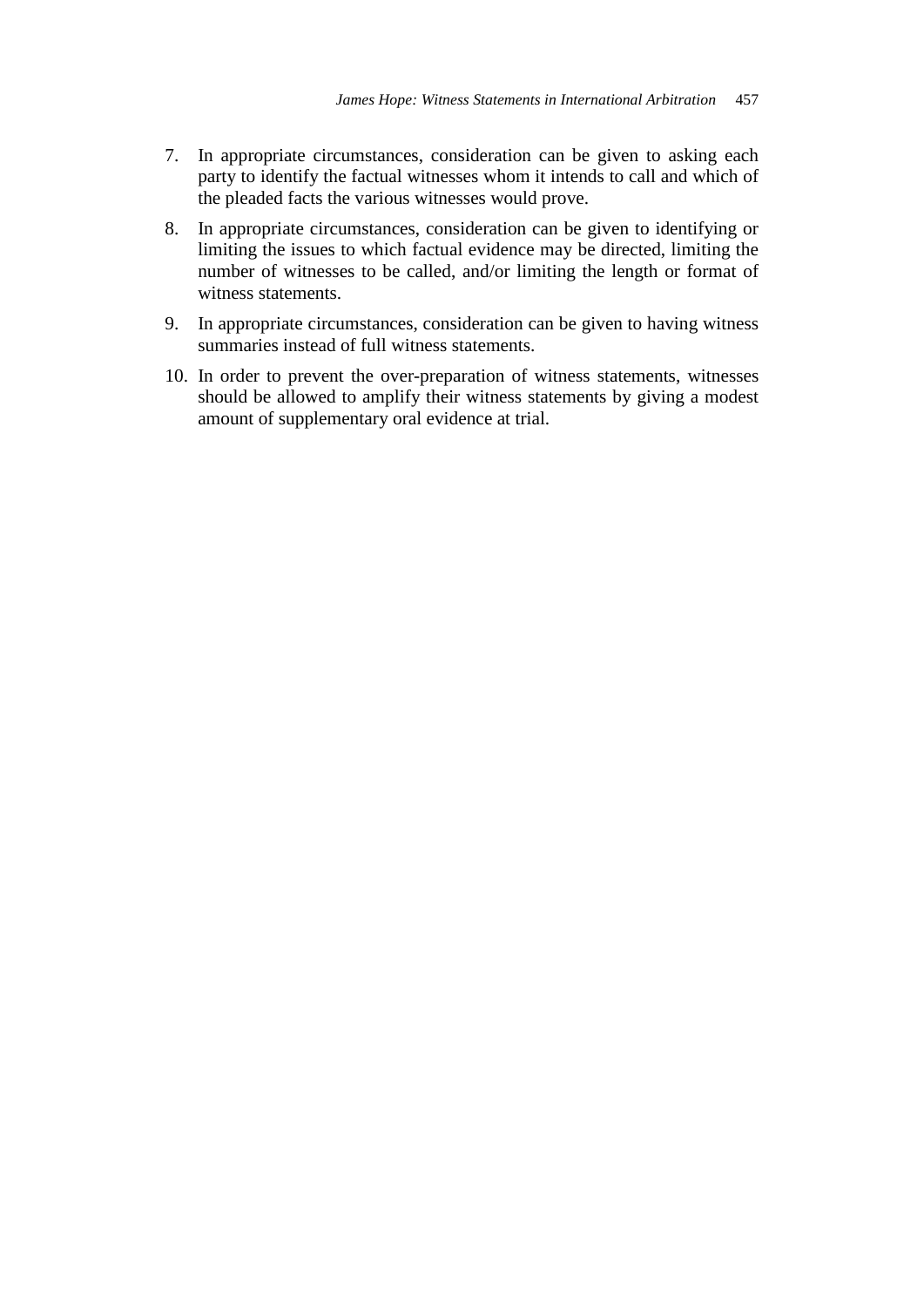7. In appropriate circumstances, consideration can be given to asking each party to identify the factual witnesses whom it intends to call and which of the pleaded facts the various witnesses would prove.
8. In appropriate circumstances, consideration can be given to identifying or limiting the issues to which factual evidence may be directed, limiting the number of witnesses to be called, and/or limiting the length or format of witness statements.
9. In appropriate circumstances, consideration can be given to having witness summaries instead of full witness statements.
10. In order to prevent the over-preparation of witness statements, witnesses should be allowed to amplify their witness statements by giving a modest amount of supplementary oral evidence at trial.